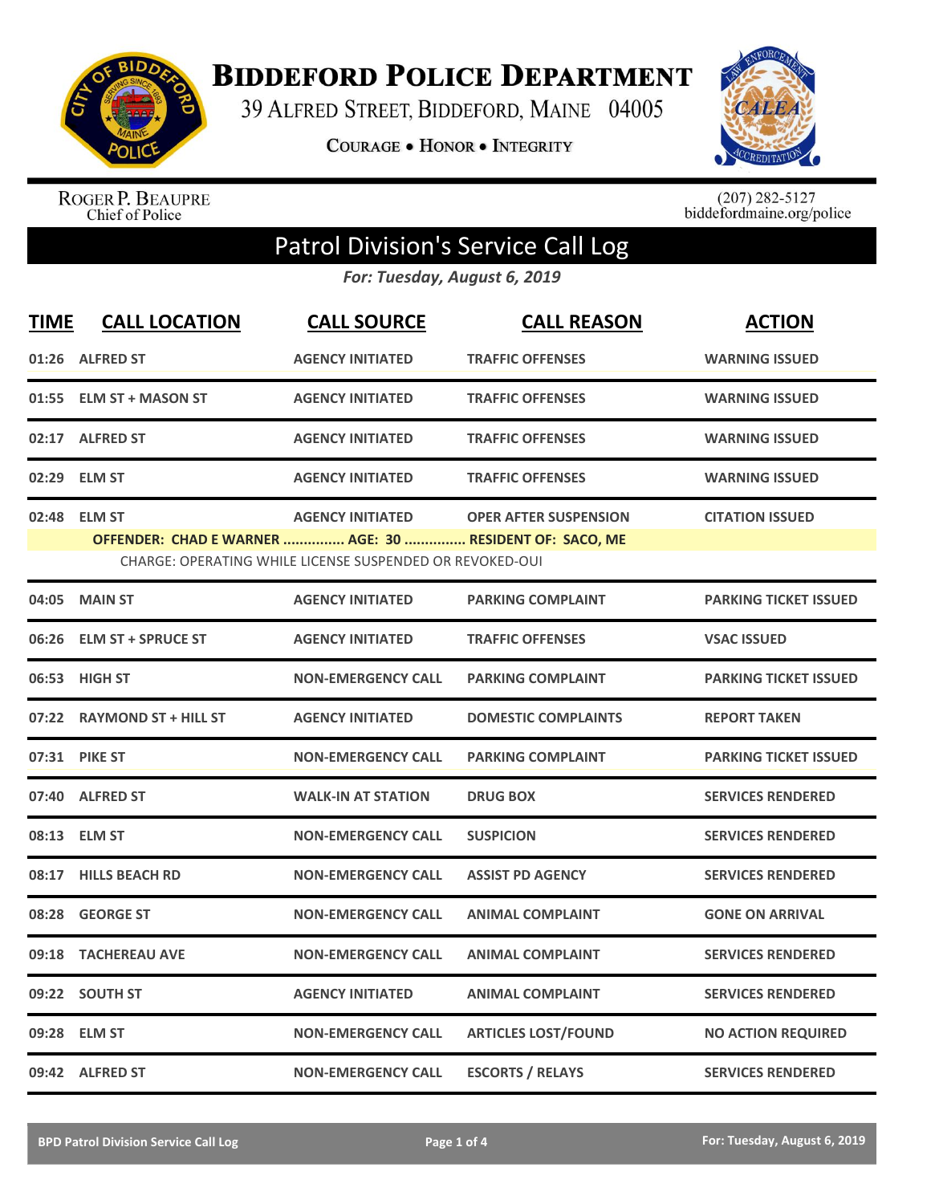# Biddeford Police Department

39 Alfred Street, Biddeford, Maine 04005

**Courage • Honor • Integrity**

Roger P. Beaupre
Chief of Police

(207) 282-5127
biddefordmaine.org/police

## Patrol Division's Service Call Log

*For: Tuesday, August 6, 2019*

| TIME | CALL LOCATION | CALL SOURCE | CALL REASON | ACTION |
|---|---|---|---|---|
| 01:26 | ALFRED ST | AGENCY INITIATED | TRAFFIC OFFENSES | WARNING ISSUED |
| 01:55 | ELM ST + MASON ST | AGENCY INITIATED | TRAFFIC OFFENSES | WARNING ISSUED |
| 02:17 | ALFRED ST | AGENCY INITIATED | TRAFFIC OFFENSES | WARNING ISSUED |
| 02:29 | ELM ST | AGENCY INITIATED | TRAFFIC OFFENSES | WARNING ISSUED |
| 02:48 | ELM ST | AGENCY INITIATED | OPER AFTER SUSPENSION | CITATION ISSUED |
| | OFFENDER: CHAD E WARNER ............... AGE: 30 ............... RESIDENT OF: SACO, ME | | | |
| | CHARGE: OPERATING WHILE LICENSE SUSPENDED OR REVOKED-OUI | | | |
| 04:05 | MAIN ST | AGENCY INITIATED | PARKING COMPLAINT | PARKING TICKET ISSUED |
| 06:26 | ELM ST + SPRUCE ST | AGENCY INITIATED | TRAFFIC OFFENSES | VSAC ISSUED |
| 06:53 | HIGH ST | NON-EMERGENCY CALL | PARKING COMPLAINT | PARKING TICKET ISSUED |
| 07:22 | RAYMOND ST + HILL ST | AGENCY INITIATED | DOMESTIC COMPLAINTS | REPORT TAKEN |
| 07:31 | PIKE ST | NON-EMERGENCY CALL | PARKING COMPLAINT | PARKING TICKET ISSUED |
| 07:40 | ALFRED ST | WALK-IN AT STATION | DRUG BOX | SERVICES RENDERED |
| 08:13 | ELM ST | NON-EMERGENCY CALL | SUSPICION | SERVICES RENDERED |
| 08:17 | HILLS BEACH RD | NON-EMERGENCY CALL | ASSIST PD AGENCY | SERVICES RENDERED |
| 08:28 | GEORGE ST | NON-EMERGENCY CALL | ANIMAL COMPLAINT | GONE ON ARRIVAL |
| 09:18 | TACHEREAU AVE | NON-EMERGENCY CALL | ANIMAL COMPLAINT | SERVICES RENDERED |
| 09:22 | SOUTH ST | AGENCY INITIATED | ANIMAL COMPLAINT | SERVICES RENDERED |
| 09:28 | ELM ST | NON-EMERGENCY CALL | ARTICLES LOST/FOUND | NO ACTION REQUIRED |
| 09:42 | ALFRED ST | NON-EMERGENCY CALL | ESCORTS / RELAYS | SERVICES RENDERED |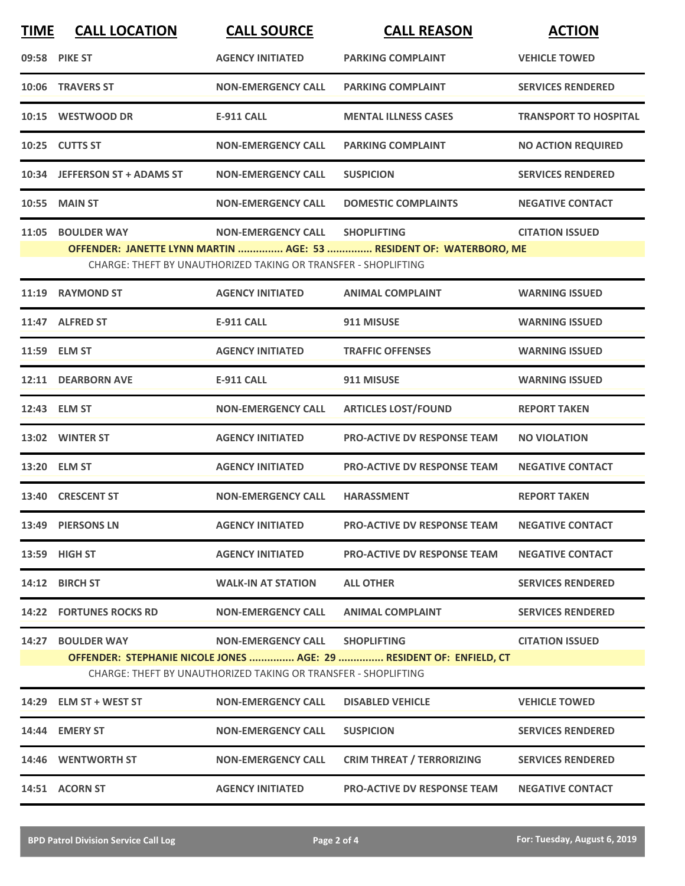| TIME | CALL LOCATION | CALL SOURCE | CALL REASON | ACTION |
|---|---|---|---|---|
| 09:58 | PIKE ST | AGENCY INITIATED | PARKING COMPLAINT | VEHICLE TOWED |
| 10:06 | TRAVERS ST | NON-EMERGENCY CALL | PARKING COMPLAINT | SERVICES RENDERED |
| 10:15 | WESTWOOD DR | E-911 CALL | MENTAL ILLNESS CASES | TRANSPORT TO HOSPITAL |
| 10:25 | CUTTS ST | NON-EMERGENCY CALL | PARKING COMPLAINT | NO ACTION REQUIRED |
| 10:34 | JEFFERSON ST + ADAMS ST | NON-EMERGENCY CALL | SUSPICION | SERVICES RENDERED |
| 10:55 | MAIN ST | NON-EMERGENCY CALL | DOMESTIC COMPLAINTS | NEGATIVE CONTACT |
| 11:05 | BOULDER WAY | NON-EMERGENCY CALL | SHOPLIFTING | CITATION ISSUED |
| | OFFENDER: JANETTE LYNN MARTIN ............... AGE: 53 ............... RESIDENT OF: WATERBORO, ME | | | |
| | CHARGE: THEFT BY UNAUTHORIZED TAKING OR TRANSFER - SHOPLIFTING | | | |
| 11:19 | RAYMOND ST | AGENCY INITIATED | ANIMAL COMPLAINT | WARNING ISSUED |
| 11:47 | ALFRED ST | E-911 CALL | 911 MISUSE | WARNING ISSUED |
| 11:59 | ELM ST | AGENCY INITIATED | TRAFFIC OFFENSES | WARNING ISSUED |
| 12:11 | DEARBORN AVE | E-911 CALL | 911 MISUSE | WARNING ISSUED |
| 12:43 | ELM ST | NON-EMERGENCY CALL | ARTICLES LOST/FOUND | REPORT TAKEN |
| 13:02 | WINTER ST | AGENCY INITIATED | PRO-ACTIVE DV RESPONSE TEAM | NO VIOLATION |
| 13:20 | ELM ST | AGENCY INITIATED | PRO-ACTIVE DV RESPONSE TEAM | NEGATIVE CONTACT |
| 13:40 | CRESCENT ST | NON-EMERGENCY CALL | HARASSMENT | REPORT TAKEN |
| 13:49 | PIERSONS LN | AGENCY INITIATED | PRO-ACTIVE DV RESPONSE TEAM | NEGATIVE CONTACT |
| 13:59 | HIGH ST | AGENCY INITIATED | PRO-ACTIVE DV RESPONSE TEAM | NEGATIVE CONTACT |
| 14:12 | BIRCH ST | WALK-IN AT STATION | ALL OTHER | SERVICES RENDERED |
| 14:22 | FORTUNES ROCKS RD | NON-EMERGENCY CALL | ANIMAL COMPLAINT | SERVICES RENDERED |
| 14:27 | BOULDER WAY | NON-EMERGENCY CALL | SHOPLIFTING | CITATION ISSUED |
| | OFFENDER: STEPHANIE NICOLE JONES ............... AGE: 29 ............... RESIDENT OF: ENFIELD, CT | | | |
| | CHARGE: THEFT BY UNAUTHORIZED TAKING OR TRANSFER - SHOPLIFTING | | | |
| 14:29 | ELM ST + WEST ST | NON-EMERGENCY CALL | DISABLED VEHICLE | VEHICLE TOWED |
| 14:44 | EMERY ST | NON-EMERGENCY CALL | SUSPICION | SERVICES RENDERED |
| 14:46 | WENTWORTH ST | NON-EMERGENCY CALL | CRIM THREAT / TERRORIZING | SERVICES RENDERED |
| 14:51 | ACORN ST | AGENCY INITIATED | PRO-ACTIVE DV RESPONSE TEAM | NEGATIVE CONTACT |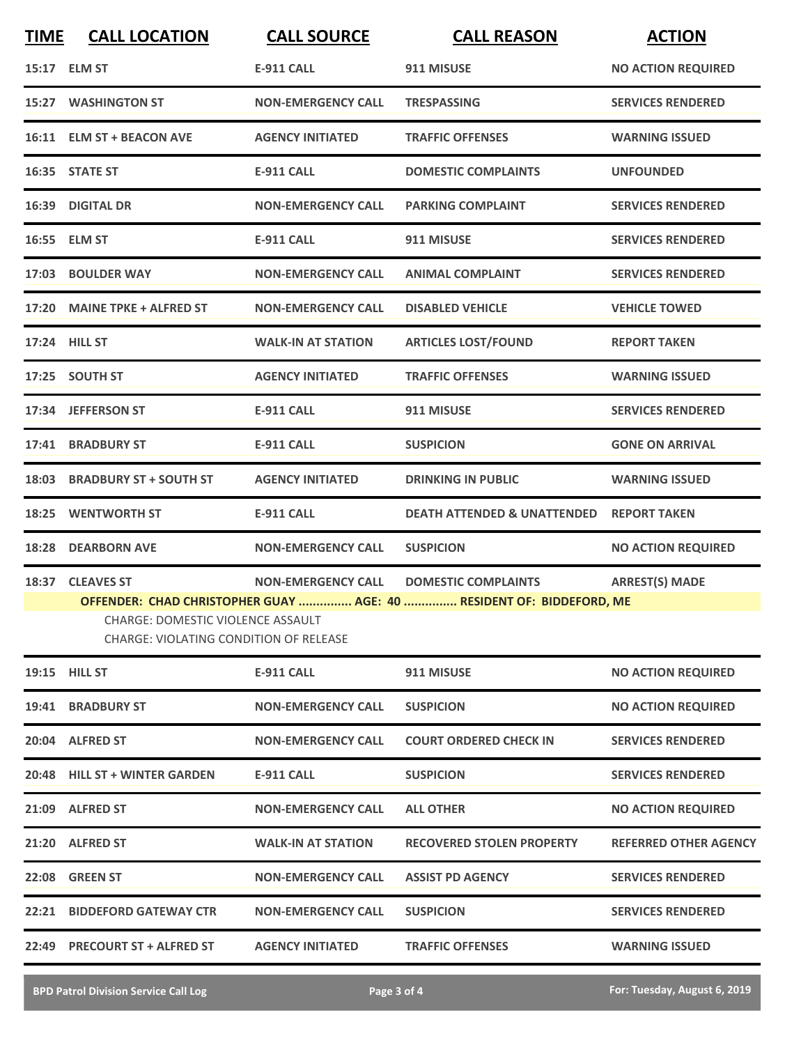| TIME | CALL LOCATION | CALL SOURCE | CALL REASON | ACTION |
|---|---|---|---|---|
| 15:17 | ELM ST | E-911 CALL | 911 MISUSE | NO ACTION REQUIRED |
| 15:27 | WASHINGTON ST | NON-EMERGENCY CALL | TRESPASSING | SERVICES RENDERED |
| 16:11 | ELM ST + BEACON AVE | AGENCY INITIATED | TRAFFIC OFFENSES | WARNING ISSUED |
| 16:35 | STATE ST | E-911 CALL | DOMESTIC COMPLAINTS | UNFOUNDED |
| 16:39 | DIGITAL DR | NON-EMERGENCY CALL | PARKING COMPLAINT | SERVICES RENDERED |
| 16:55 | ELM ST | E-911 CALL | 911 MISUSE | SERVICES RENDERED |
| 17:03 | BOULDER WAY | NON-EMERGENCY CALL | ANIMAL COMPLAINT | SERVICES RENDERED |
| 17:20 | MAINE TPKE + ALFRED ST | NON-EMERGENCY CALL | DISABLED VEHICLE | VEHICLE TOWED |
| 17:24 | HILL ST | WALK-IN AT STATION | ARTICLES LOST/FOUND | REPORT TAKEN |
| 17:25 | SOUTH ST | AGENCY INITIATED | TRAFFIC OFFENSES | WARNING ISSUED |
| 17:34 | JEFFERSON ST | E-911 CALL | 911 MISUSE | SERVICES RENDERED |
| 17:41 | BRADBURY ST | E-911 CALL | SUSPICION | GONE ON ARRIVAL |
| 18:03 | BRADBURY ST + SOUTH ST | AGENCY INITIATED | DRINKING IN PUBLIC | WARNING ISSUED |
| 18:25 | WENTWORTH ST | E-911 CALL | DEATH ATTENDED & UNATTENDED | REPORT TAKEN |
| 18:28 | DEARBORN AVE | NON-EMERGENCY CALL | SUSPICION | NO ACTION REQUIRED |
| 18:37 | CLEAVES ST | NON-EMERGENCY CALL | DOMESTIC COMPLAINTS | ARREST(S) MADE |
| | OFFENDER: CHAD CHRISTOPHER GUAY ............... AGE: 40 ............... RESIDENT OF: BIDDEFORD, ME<br>CHARGE: DOMESTIC VIOLENCE ASSAULT<br>CHARGE: VIOLATING CONDITION OF RELEASE | | | |
| 19:15 | HILL ST | E-911 CALL | 911 MISUSE | NO ACTION REQUIRED |
| 19:41 | BRADBURY ST | NON-EMERGENCY CALL | SUSPICION | NO ACTION REQUIRED |
| 20:04 | ALFRED ST | NON-EMERGENCY CALL | COURT ORDERED CHECK IN | SERVICES RENDERED |
| 20:48 | HILL ST + WINTER GARDEN | E-911 CALL | SUSPICION | SERVICES RENDERED |
| 21:09 | ALFRED ST | NON-EMERGENCY CALL | ALL OTHER | NO ACTION REQUIRED |
| 21:20 | ALFRED ST | WALK-IN AT STATION | RECOVERED STOLEN PROPERTY | REFERRED OTHER AGENCY |
| 22:08 | GREEN ST | NON-EMERGENCY CALL | ASSIST PD AGENCY | SERVICES RENDERED |
| 22:21 | BIDDEFORD GATEWAY CTR | NON-EMERGENCY CALL | SUSPICION | SERVICES RENDERED |
| 22:49 | PRECOURT ST + ALFRED ST | AGENCY INITIATED | TRAFFIC OFFENSES | WARNING ISSUED |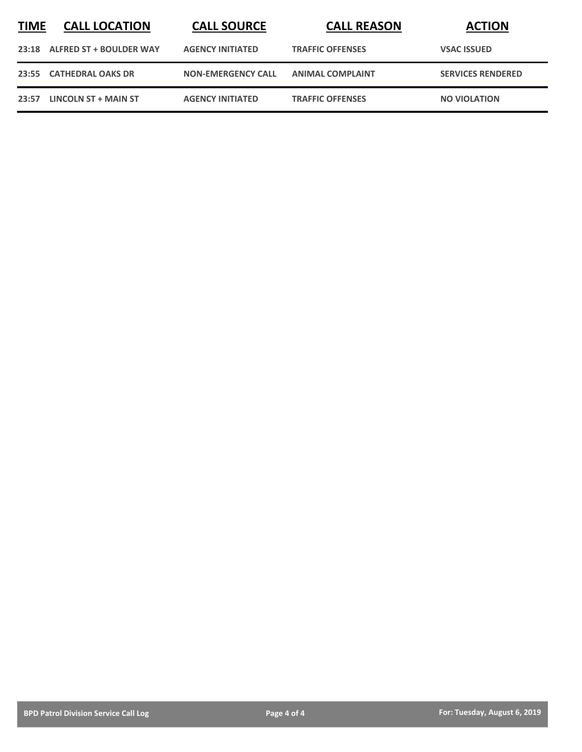| TIME | CALL LOCATION | CALL SOURCE | CALL REASON | ACTION |
| --- | --- | --- | --- | --- |
| 23:18 | ALFRED ST + BOULDER WAY | AGENCY INITIATED | TRAFFIC OFFENSES | VSAC ISSUED |
| 23:55 | CATHEDRAL OAKS DR | NON-EMERGENCY CALL | ANIMAL COMPLAINT | SERVICES RENDERED |
| 23:57 | LINCOLN ST + MAIN ST | AGENCY INITIATED | TRAFFIC OFFENSES | NO VIOLATION |